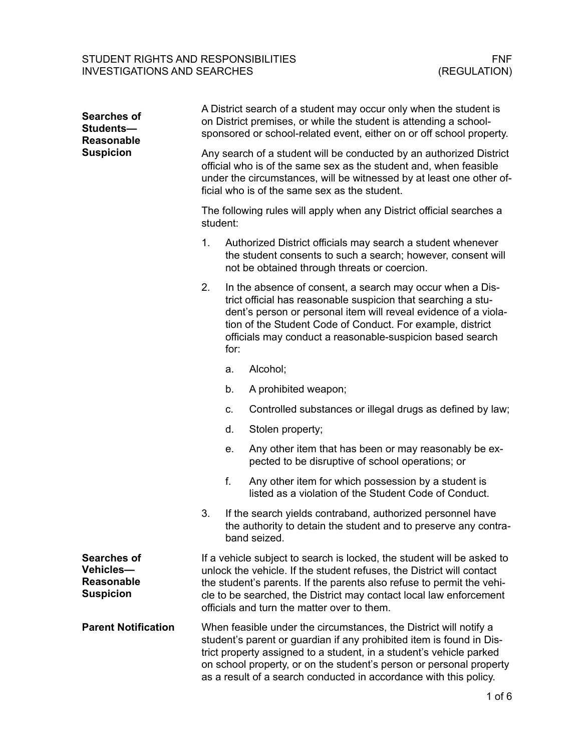## Searches of Students—Reasonable Suspicion

A District search of a student may occur only when the student is on District premises, or while the student is attending a school-sponsored or school-related event, either on or off school property.

Any search of a student will be conducted by an authorized District official who is of the same sex as the student and, when feasible under the circumstances, will be witnessed by at least one other official who is of the same sex as the student.

The following rules will apply when any District official searches a student:

1. Authorized District officials may search a student whenever the student consents to such a search; however, consent will not be obtained through threats or coercion.
2. In the absence of consent, a search may occur when a District official has reasonable suspicion that searching a student's person or personal item will reveal evidence of a violation of the Student Code of Conduct. For example, district officials may conduct a reasonable-suspicion based search for:
   a. Alcohol;
   b. A prohibited weapon;
   c. Controlled substances or illegal drugs as defined by law;
   d. Stolen property;
   e. Any other item that has been or may reasonably be expected to be disruptive of school operations; or
   f. Any other item for which possession by a student is listed as a violation of the Student Code of Conduct.
3. If the search yields contraband, authorized personnel have the authority to detain the student and to preserve any contraband seized.

## Searches of Vehicles—Reasonable Suspicion

If a vehicle subject to search is locked, the student will be asked to unlock the vehicle. If the student refuses, the District will contact the student's parents. If the parents also refuse to permit the vehicle to be searched, the District may contact local law enforcement officials and turn the matter over to them.

## Parent Notification

When feasible under the circumstances, the District will notify a student's parent or guardian if any prohibited item is found in District property assigned to a student, in a student's vehicle parked on school property, or on the student's person or personal property as a result of a search conducted in accordance with this policy.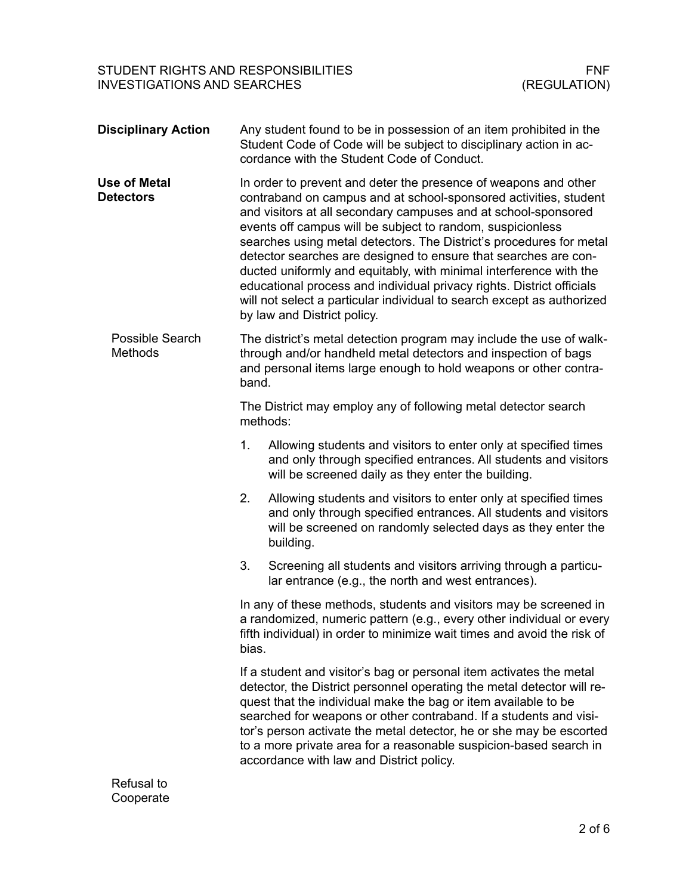## Disciplinary Action

Any student found to be in possession of an item prohibited in the Student Code of Code will be subject to disciplinary action in accordance with the Student Code of Conduct.

## Use of Metal Detectors

In order to prevent and deter the presence of weapons and other contraband on campus and at school-sponsored activities, student and visitors at all secondary campuses and at school-sponsored events off campus will be subject to random, suspicionless searches using metal detectors. The District's procedures for metal detector searches are designed to ensure that searches are conducted uniformly and equitably, with minimal interference with the educational process and individual privacy rights. District officials will not select a particular individual to search except as authorized by law and District policy.

### Possible Search Methods

The district's metal detection program may include the use of walk-through and/or handheld metal detectors and inspection of bags and personal items large enough to hold weapons or other contraband.

The District may employ any of following metal detector search methods:

1. Allowing students and visitors to enter only at specified times and only through specified entrances. All students and visitors will be screened daily as they enter the building.
2. Allowing students and visitors to enter only at specified times and only through specified entrances. All students and visitors will be screened on randomly selected days as they enter the building.
3. Screening all students and visitors arriving through a particular entrance (e.g., the north and west entrances).

In any of these methods, students and visitors may be screened in a randomized, numeric pattern (e.g., every other individual or every fifth individual) in order to minimize wait times and avoid the risk of bias.

If a student and visitor's bag or personal item activates the metal detector, the District personnel operating the metal detector will request that the individual make the bag or item available to be searched for weapons or other contraband. If a students and visitor's person activate the metal detector, he or she may be escorted to a more private area for a reasonable suspicion-based search in accordance with law and District policy.

### Refusal to Cooperate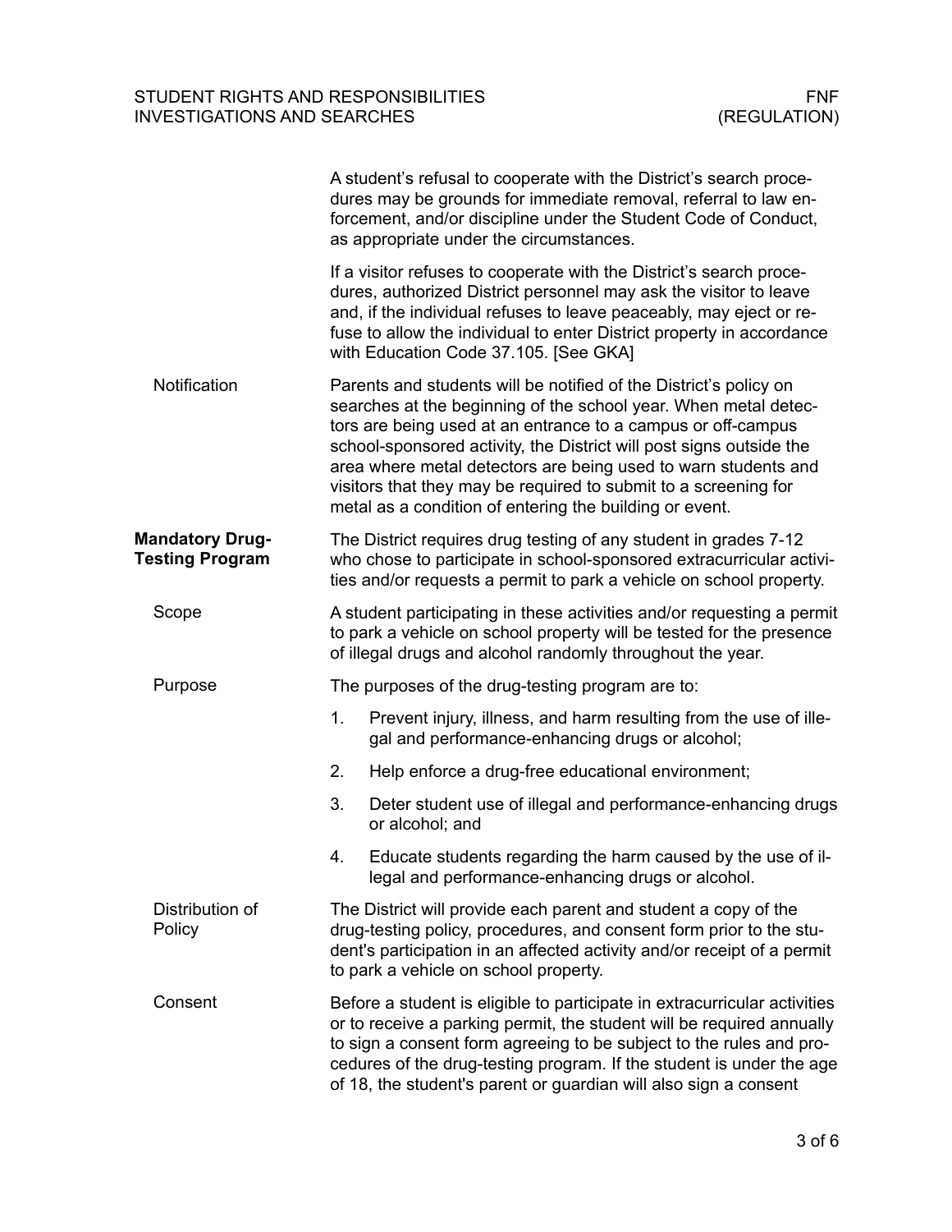A student's refusal to cooperate with the District's search procedures may be grounds for immediate removal, referral to law enforcement, and/or discipline under the Student Code of Conduct, as appropriate under the circumstances.

If a visitor refuses to cooperate with the District's search procedures, authorized District personnel may ask the visitor to leave and, if the individual refuses to leave peaceably, may eject or refuse to allow the individual to enter District property in accordance with Education Code 37.105. [See GKA]

### Notification

Parents and students will be notified of the District's policy on searches at the beginning of the school year. When metal detectors are being used at an entrance to a campus or off-campus school-sponsored activity, the District will post signs outside the area where metal detectors are being used to warn students and visitors that they may be required to submit to a screening for metal as a condition of entering the building or event.

## Mandatory Drug-Testing Program

The District requires drug testing of any student in grades 7-12 who chose to participate in school-sponsored extracurricular activities and/or requests a permit to park a vehicle on school property.

### Scope

A student participating in these activities and/or requesting a permit to park a vehicle on school property will be tested for the presence of illegal drugs and alcohol randomly throughout the year.

### Purpose

The purposes of the drug-testing program are to:

1. Prevent injury, illness, and harm resulting from the use of illegal and performance-enhancing drugs or alcohol;
2. Help enforce a drug-free educational environment;
3. Deter student use of illegal and performance-enhancing drugs or alcohol; and
4. Educate students regarding the harm caused by the use of illegal and performance-enhancing drugs or alcohol.

### Distribution of Policy

The District will provide each parent and student a copy of the drug-testing policy, procedures, and consent form prior to the student's participation in an affected activity and/or receipt of a permit to park a vehicle on school property.

### Consent

Before a student is eligible to participate in extracurricular activities or to receive a parking permit, the student will be required annually to sign a consent form agreeing to be subject to the rules and procedures of the drug-testing program. If the student is under the age of 18, the student's parent or guardian will also sign a consent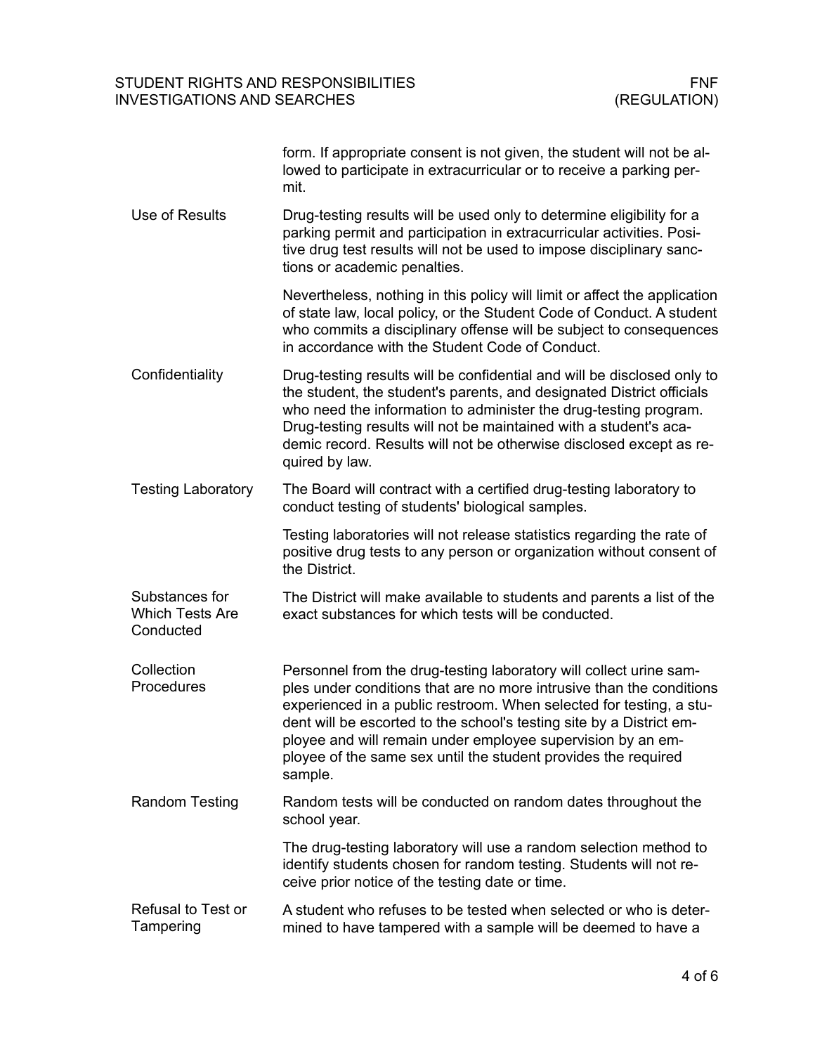form. If appropriate consent is not given, the student will not be allowed to participate in extracurricular or to receive a parking permit.

### Use of Results

Drug-testing results will be used only to determine eligibility for a parking permit and participation in extracurricular activities. Positive drug test results will not be used to impose disciplinary sanctions or academic penalties.

Nevertheless, nothing in this policy will limit or affect the application of state law, local policy, or the Student Code of Conduct. A student who commits a disciplinary offense will be subject to consequences in accordance with the Student Code of Conduct.

### Confidentiality

Drug-testing results will be confidential and will be disclosed only to the student, the student's parents, and designated District officials who need the information to administer the drug-testing program. Drug-testing results will not be maintained with a student's academic record. Results will not be otherwise disclosed except as required by law.

### Testing Laboratory

The Board will contract with a certified drug-testing laboratory to conduct testing of students' biological samples.

Testing laboratories will not release statistics regarding the rate of positive drug tests to any person or organization without consent of the District.

### Substances for Which Tests Are Conducted

The District will make available to students and parents a list of the exact substances for which tests will be conducted.

### Collection Procedures

Personnel from the drug-testing laboratory will collect urine samples under conditions that are no more intrusive than the conditions experienced in a public restroom. When selected for testing, a student will be escorted to the school's testing site by a District employee and will remain under employee supervision by an employee of the same sex until the student provides the required sample.

### Random Testing

Random tests will be conducted on random dates throughout the school year.

The drug-testing laboratory will use a random selection method to identify students chosen for random testing. Students will not receive prior notice of the testing date or time.

### Refusal to Test or Tampering

A student who refuses to be tested when selected or who is determined to have tampered with a sample will be deemed to have a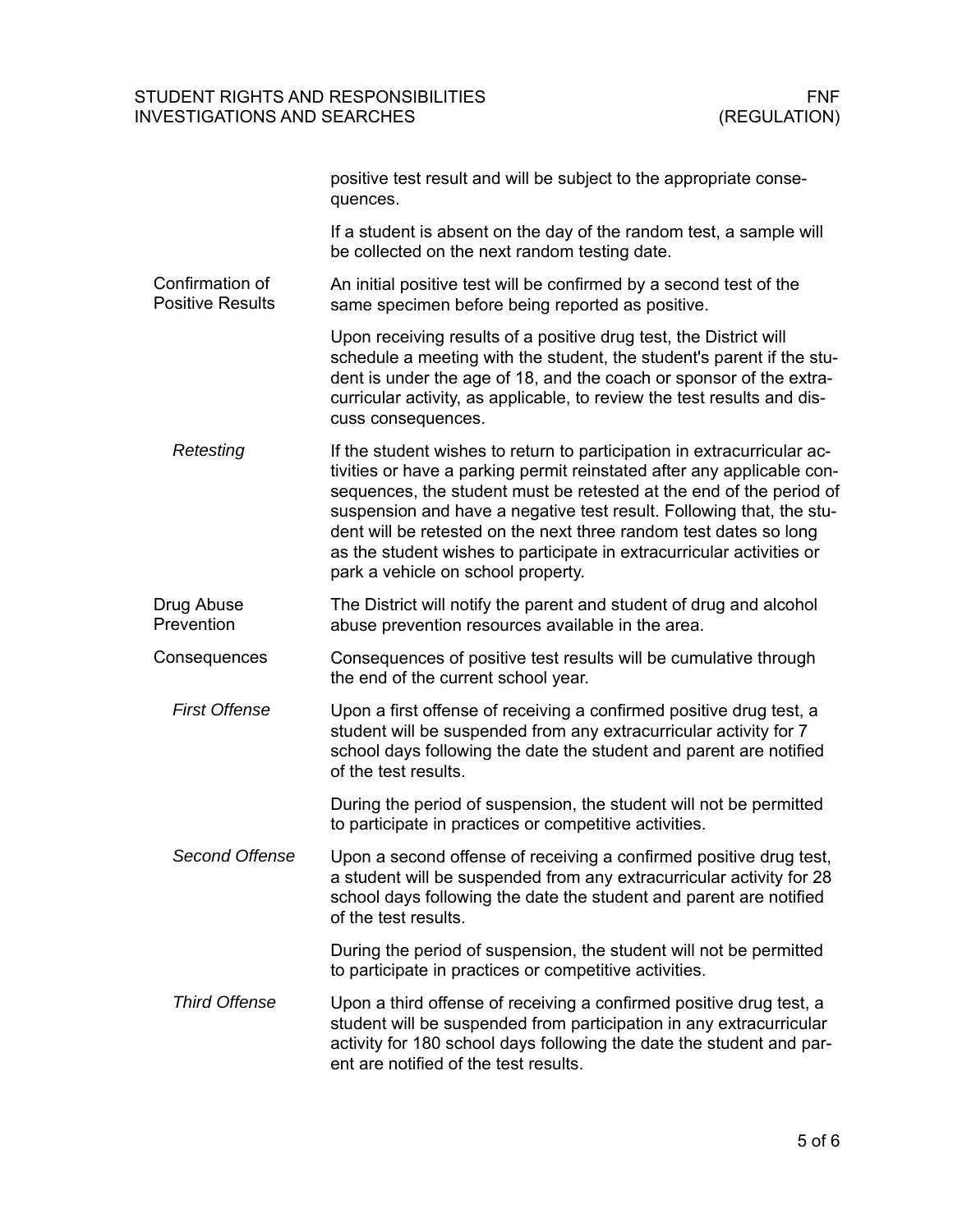positive test result and will be subject to the appropriate consequences.

If a student is absent on the day of the random test, a sample will be collected on the next random testing date.

## Confirmation of Positive Results

An initial positive test will be confirmed by a second test of the same specimen before being reported as positive.

Upon receiving results of a positive drug test, the District will schedule a meeting with the student, the student's parent if the student is under the age of 18, and the coach or sponsor of the extracurricular activity, as applicable, to review the test results and discuss consequences.

### *Retesting*

If the student wishes to return to participation in extracurricular activities or have a parking permit reinstated after any applicable consequences, the student must be retested at the end of the period of suspension and have a negative test result. Following that, the student will be retested on the next three random test dates so long as the student wishes to participate in extracurricular activities or park a vehicle on school property.

## Drug Abuse Prevention

The District will notify the parent and student of drug and alcohol abuse prevention resources available in the area.

## Consequences

Consequences of positive test results will be cumulative through the end of the current school year.

### *First Offense*

Upon a first offense of receiving a confirmed positive drug test, a student will be suspended from any extracurricular activity for 7 school days following the date the student and parent are notified of the test results.

During the period of suspension, the student will not be permitted to participate in practices or competitive activities.

### *Second Offense*

Upon a second offense of receiving a confirmed positive drug test, a student will be suspended from any extracurricular activity for 28 school days following the date the student and parent are notified of the test results.

During the period of suspension, the student will not be permitted to participate in practices or competitive activities.

### *Third Offense*

Upon a third offense of receiving a confirmed positive drug test, a student will be suspended from participation in any extracurricular activity for 180 school days following the date the student and parent are notified of the test results.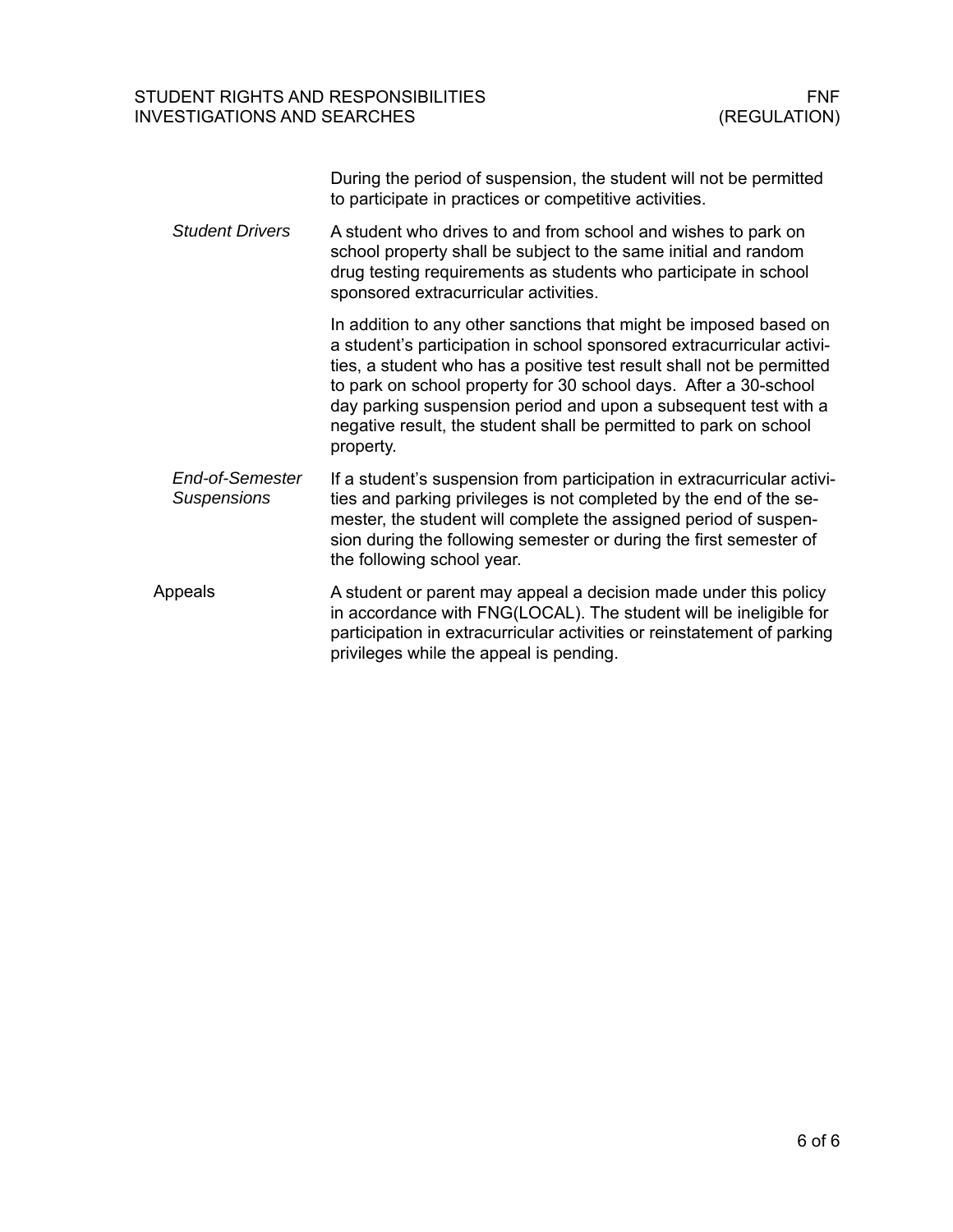During the period of suspension, the student will not be permitted to participate in practices or competitive activities.

*Student Drivers*

A student who drives to and from school and wishes to park on school property shall be subject to the same initial and random drug testing requirements as students who participate in school sponsored extracurricular activities.

In addition to any other sanctions that might be imposed based on a student's participation in school sponsored extracurricular activities, a student who has a positive test result shall not be permitted to park on school property for 30 school days. After a 30-school day parking suspension period and upon a subsequent test with a negative result, the student shall be permitted to park on school property.

*End-of-Semester Suspensions*

If a student's suspension from participation in extracurricular activities and parking privileges is not completed by the end of the semester, the student will complete the assigned period of suspension during the following semester or during the first semester of the following school year.

## Appeals

A student or parent may appeal a decision made under this policy in accordance with FNG(LOCAL). The student will be ineligible for participation in extracurricular activities or reinstatement of parking privileges while the appeal is pending.